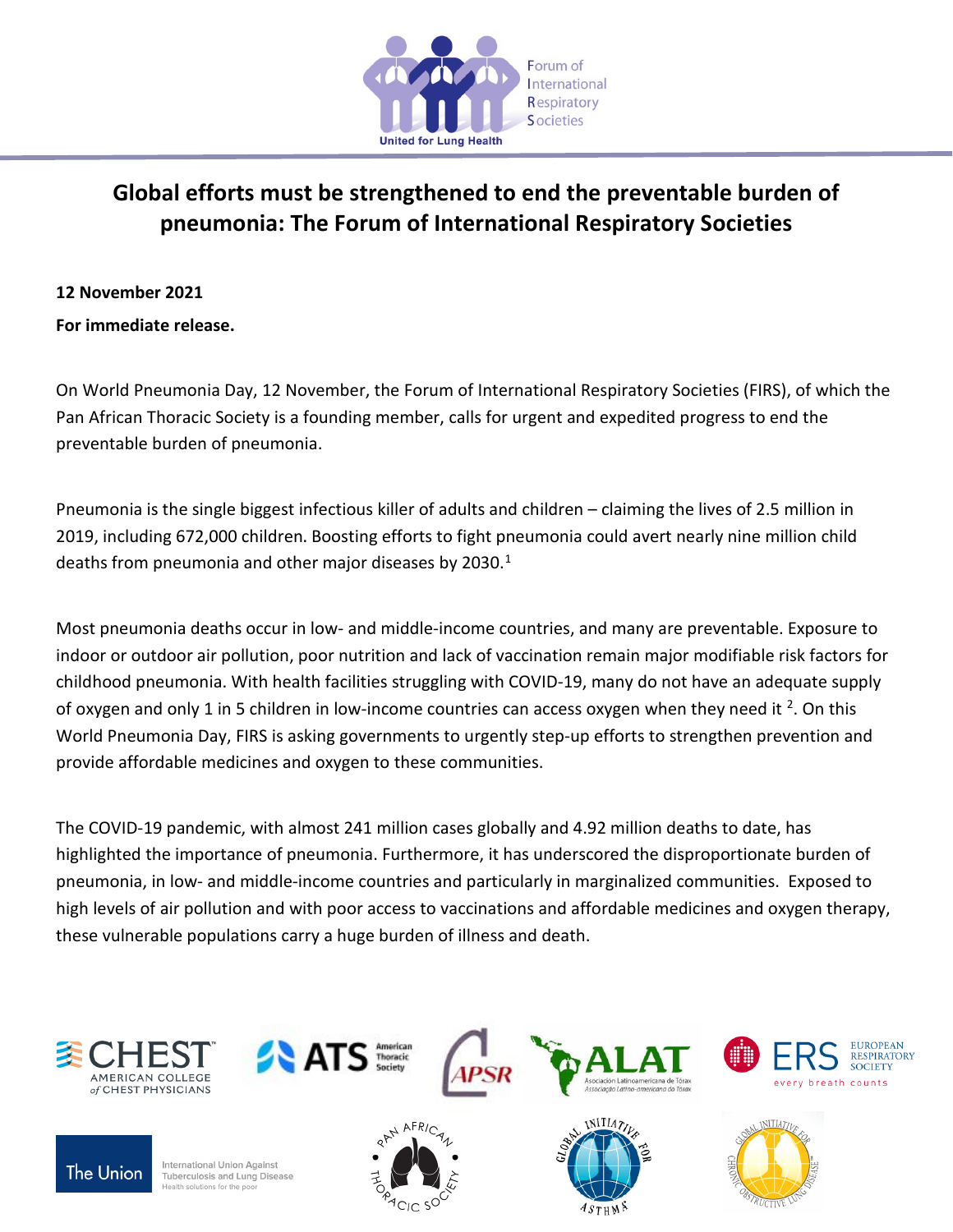# Global efforts must be strengthened to end the preventable burden of pneumonia: The Forum of International Respiratory Societies

**12 November 2021**

**For immediate release.**

On World Pneumonia Day, 12 November, the Forum of International Respiratory Societies (FIRS), of which the Pan African Thoracic Society is a founding member, calls for urgent and expedited progress to end the preventable burden of pneumonia.

Pneumonia is the single biggest infectious killer of adults and children – claiming the lives of 2.5 million in 2019, including 672,000 children. Boosting efforts to fight pneumonia could avert nearly nine million child deaths from pneumonia and other major diseases by 2030.[1]

Most pneumonia deaths occur in low- and middle-income countries, and many are preventable. Exposure to indoor or outdoor air pollution, poor nutrition and lack of vaccination remain major modifiable risk factors for childhood pneumonia. With health facilities struggling with COVID-19, many do not have an adequate supply of oxygen and only 1 in 5 children in low-income countries can access oxygen when they need it [2]. On this World Pneumonia Day, FIRS is asking governments to urgently step-up efforts to strengthen prevention and provide affordable medicines and oxygen to these communities.

The COVID-19 pandemic, with almost 241 million cases globally and 4.92 million deaths to date, has highlighted the importance of pneumonia. Furthermore, it has underscored the disproportionate burden of pneumonia, in low- and middle-income countries and particularly in marginalized communities. Exposed to high levels of air pollution and with poor access to vaccinations and affordable medicines and oxygen therapy, these vulnerable populations carry a huge burden of illness and death.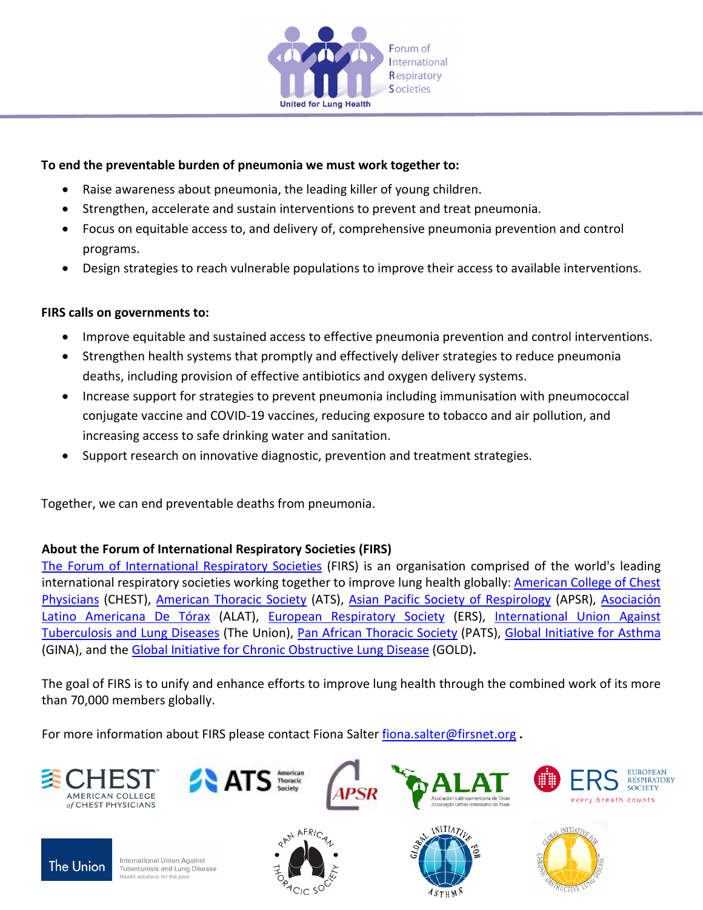**To end the preventable burden of pneumonia we must work together to:**

- Raise awareness about pneumonia, the leading killer of young children.
- Strengthen, accelerate and sustain interventions to prevent and treat pneumonia.
- Focus on equitable access to, and delivery of, comprehensive pneumonia prevention and control programs.
- Design strategies to reach vulnerable populations to improve their access to available interventions.

**FIRS calls on governments to:**

- Improve equitable and sustained access to effective pneumonia prevention and control interventions.
- Strengthen health systems that promptly and effectively deliver strategies to reduce pneumonia deaths, including provision of effective antibiotics and oxygen delivery systems.
- Increase support for strategies to prevent pneumonia including immunisation with pneumococcal conjugate vaccine and COVID-19 vaccines, reducing exposure to tobacco and air pollution, and increasing access to safe drinking water and sanitation.
- Support research on innovative diagnostic, prevention and treatment strategies.

Together, we can end preventable deaths from pneumonia.

**About the Forum of International Respiratory Societies (FIRS)**

The Forum of International Respiratory Societies (FIRS) is an organisation comprised of the world's leading international respiratory societies working together to improve lung health globally: American College of Chest Physicians (CHEST), American Thoracic Society (ATS), Asian Pacific Society of Respirology (APSR), Asociación Latino Americana De Tórax (ALAT), European Respiratory Society (ERS), International Union Against Tuberculosis and Lung Diseases (The Union), Pan African Thoracic Society (PATS), Global Initiative for Asthma (GINA), and the Global Initiative for Chronic Obstructive Lung Disease (GOLD).

The goal of FIRS is to unify and enhance efforts to improve lung health through the combined work of its more than 70,000 members globally.

For more information about FIRS please contact Fiona Salter fiona.salter@firsnet.org .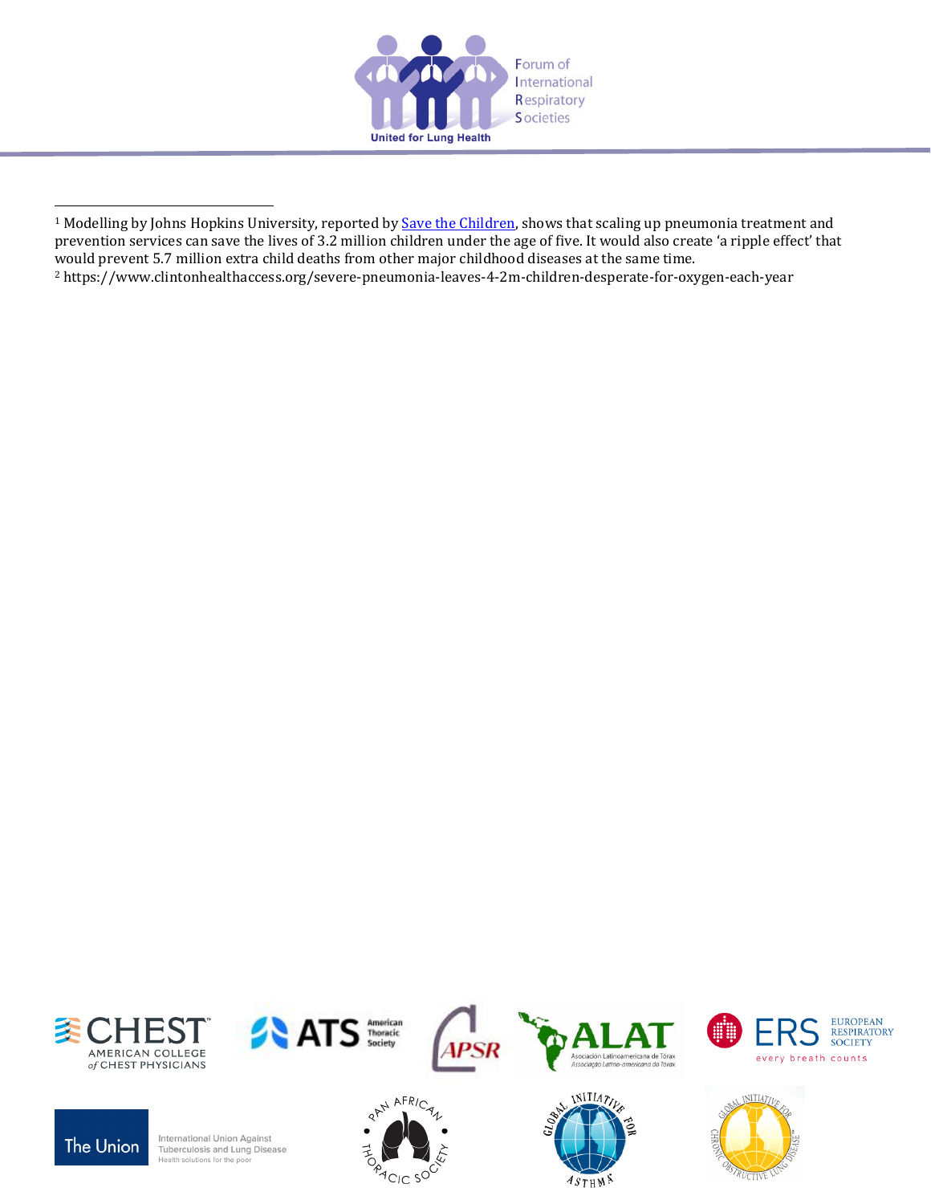[1] Modelling by Johns Hopkins University, reported by Save the Children, shows that scaling up pneumonia treatment and prevention services can save the lives of 3.2 million children under the age of five. It would also create 'a ripple effect' that would prevent 5.7 million extra child deaths from other major childhood diseases at the same time.

[2] https://www.clintonhealthaccess.org/severe-pneumonia-leaves-4-2m-children-desperate-for-oxygen-each-year